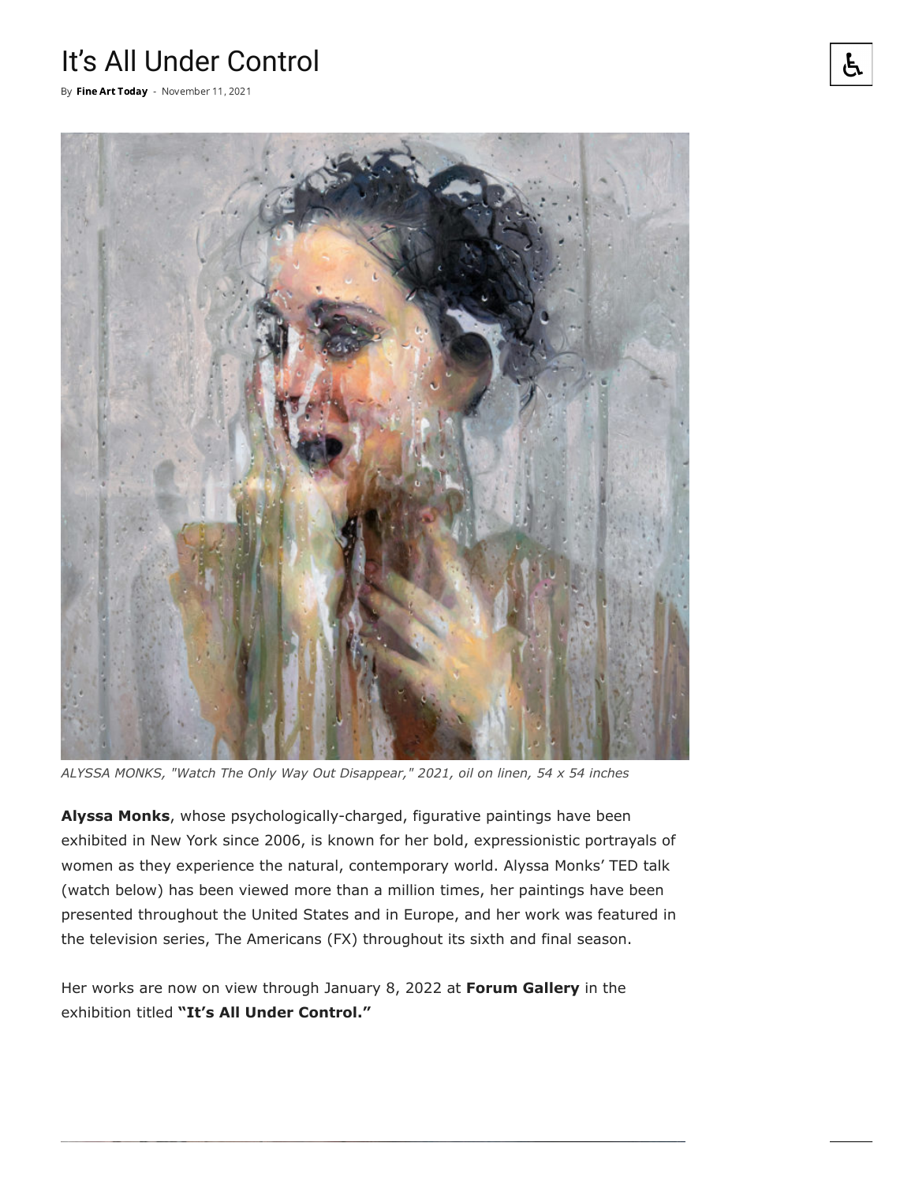# It's All Under Control

By **Fine Art Today** - November 11, 2021

*ALYSSA MONKS, "Watch The Only Way Out Disappear," 2021, oil on linen, 54 x 54 inches*

**Alyssa Monks**, whose psychologically-charged, figurative paintings have been exhibited in New York since 2006, is known for her bold, expressionistic portrayals of women as they experience the natural, contemporary world. Alyssa Monks' TED talk (watch below) has been viewed more than a million times, her paintings have been presented throughout the United States and in Europe, and her work was featured in the television series, The Americans (FX) throughout its sixth and final season.

Her works are now on view through January 8, 2022 at **Forum Gallery** in the exhibition titled **"It's All Under Control."**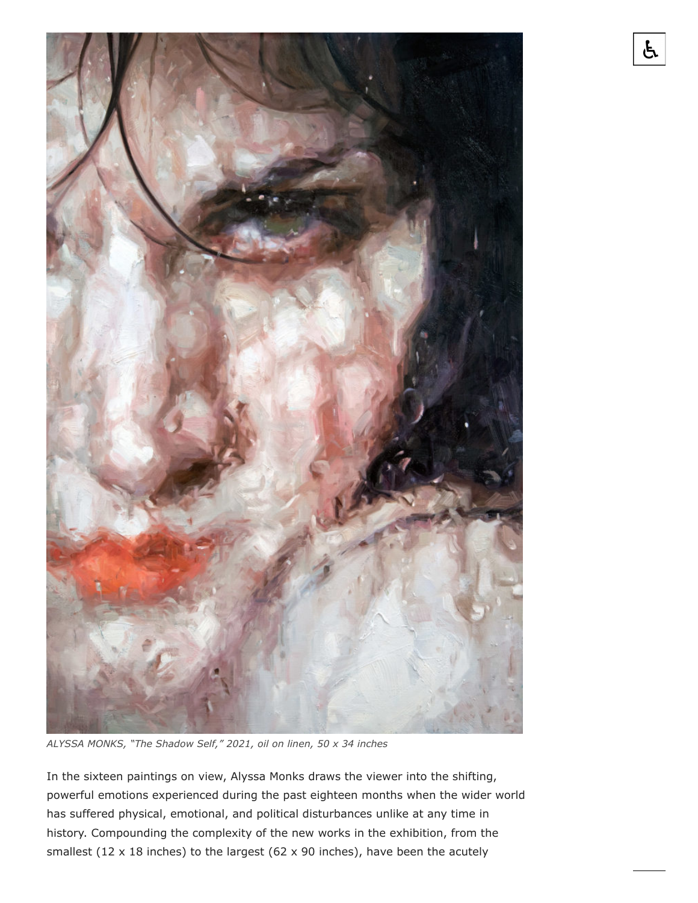*ALYSSA MONKS, "The Shadow Self," 2021, oil on linen, 50 x 34 inches*

In the sixteen paintings on view, Alyssa Monks draws the viewer into the shifting, powerful emotions experienced during the past eighteen months when the wider world has suffered physical, emotional, and political disturbances unlike at any time in history. Compounding the complexity of the new works in the exhibition, from the smallest (12 x 18 inches) to the largest (62 x 90 inches), have been the acutely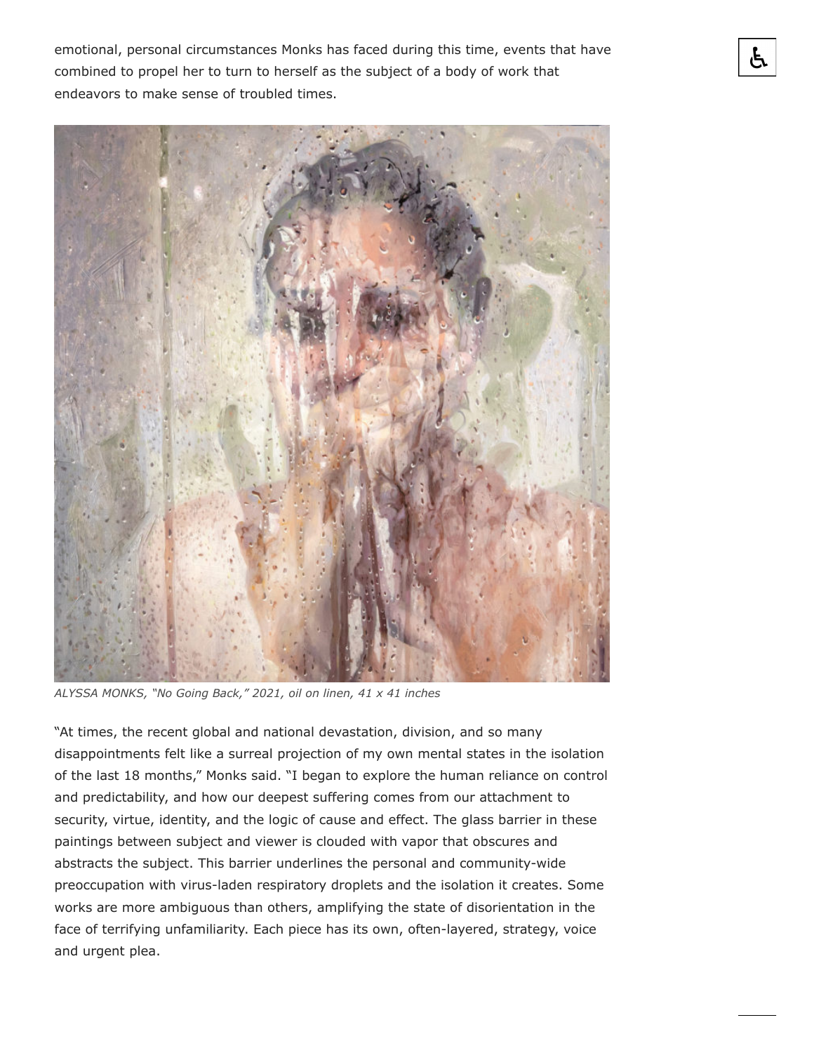emotional, personal circumstances Monks has faced during this time, events that have combined to propel her to turn to herself as the subject of a body of work that endeavors to make sense of troubled times.

*ALYSSA MONKS, "No Going Back," 2021, oil on linen, 41 x 41 inches*

"At times, the recent global and national devastation, division, and so many disappointments felt like a surreal projection of my own mental states in the isolation of the last 18 months," Monks said. "I began to explore the human reliance on control and predictability, and how our deepest suffering comes from our attachment to security, virtue, identity, and the logic of cause and effect. The glass barrier in these paintings between subject and viewer is clouded with vapor that obscures and abstracts the subject. This barrier underlines the personal and community-wide preoccupation with virus-laden respiratory droplets and the isolation it creates. Some works are more ambiguous than others, amplifying the state of disorientation in the face of terrifying unfamiliarity. Each piece has its own, often-layered, strategy, voice and urgent plea.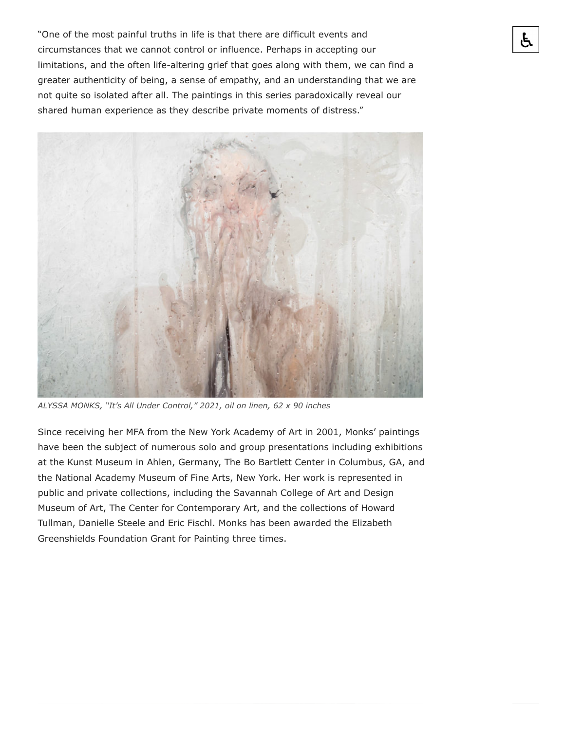"One of the most painful truths in life is that there are difficult events and circumstances that we cannot control or influence. Perhaps in accepting our limitations, and the often life-altering grief that goes along with them, we can find a greater authenticity of being, a sense of empathy, and an understanding that we are not quite so isolated after all. The paintings in this series paradoxically reveal our shared human experience as they describe private moments of distress."

*ALYSSA MONKS, "It's All Under Control," 2021, oil on linen, 62 x 90 inches*

Since receiving her MFA from the New York Academy of Art in 2001, Monks' paintings have been the subject of numerous solo and group presentations including exhibitions at the Kunst Museum in Ahlen, Germany, The Bo Bartlett Center in Columbus, GA, and the National Academy Museum of Fine Arts, New York. Her work is represented in public and private collections, including the Savannah College of Art and Design Museum of Art, The Center for Contemporary Art, and the collections of Howard Tullman, Danielle Steele and Eric Fischl. Monks has been awarded the Elizabeth Greenshields Foundation Grant for Painting three times.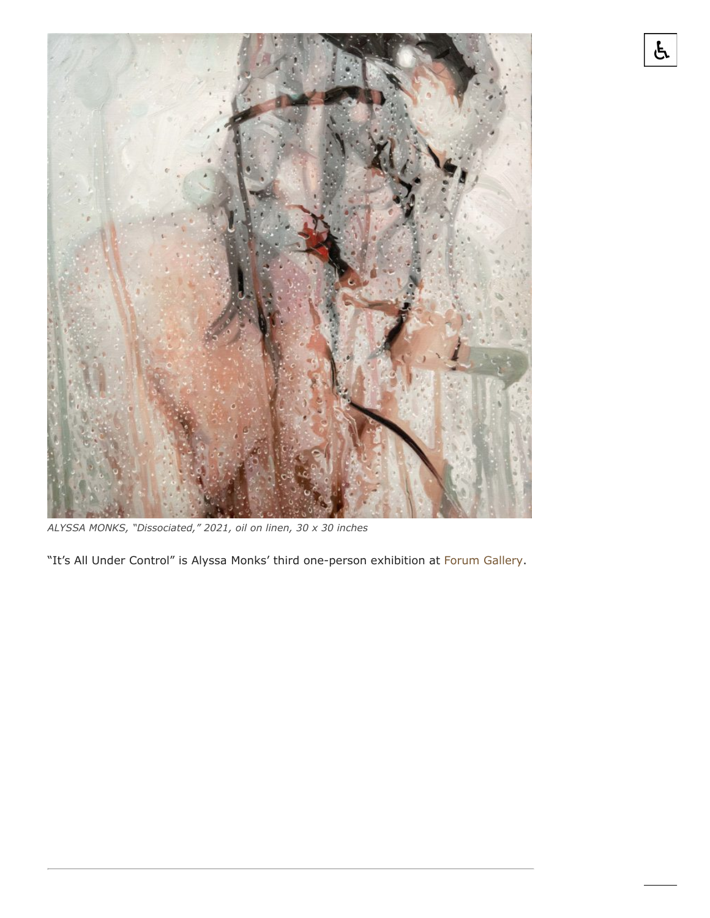*ALYSSA MONKS, "Dissociated," 2021, oil on linen, 30 x 30 inches*

"It's All Under Control" is Alyssa Monks' third one-person exhibition at Forum Gallery.